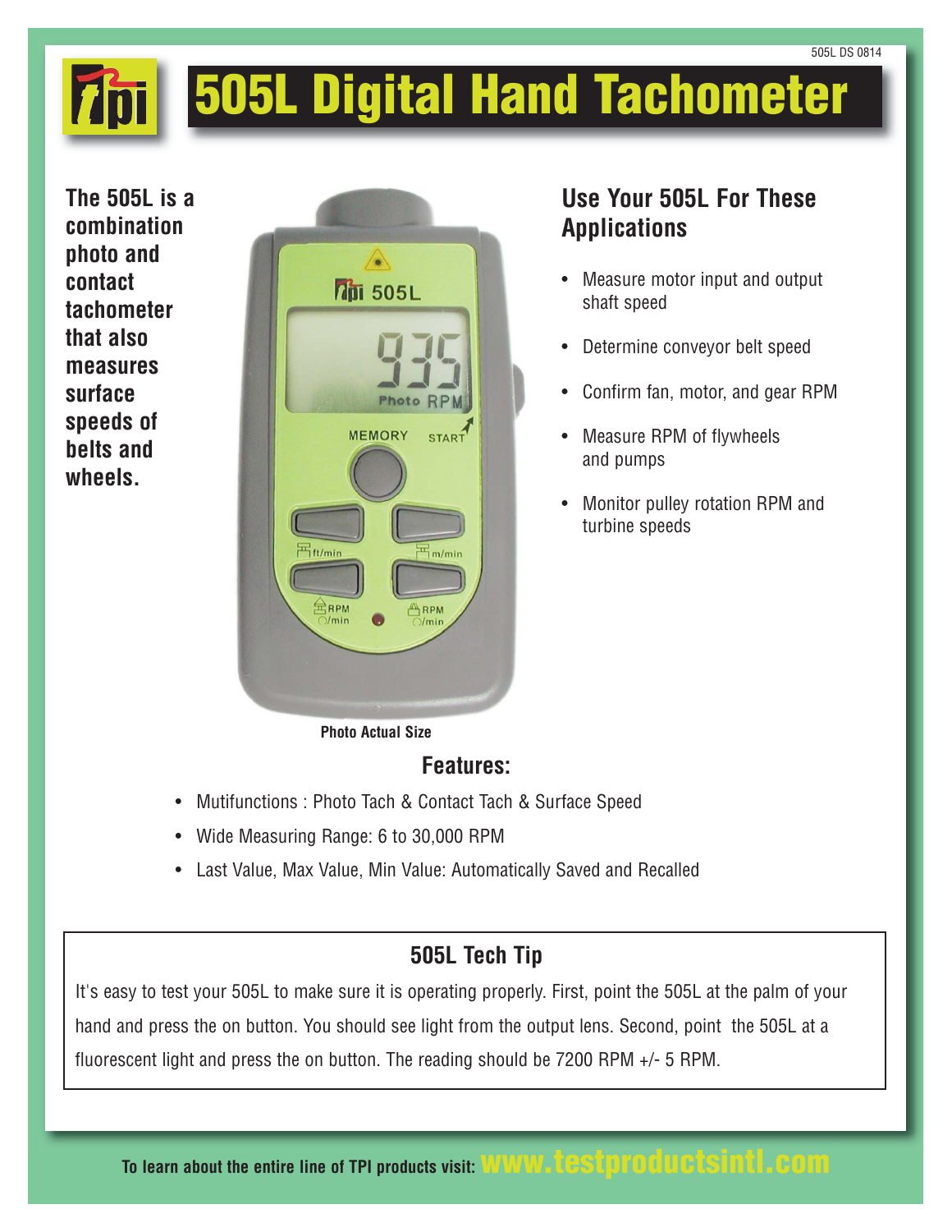# 505L Digital Hand Tachometer

**The 505L is a combination photo and contact tachometer that also measures surface speeds of belts and wheels.**

Photo Actual Size

## Use Your 505L For These Applications

- Measure motor input and output shaft speed
- Determine conveyor belt speed
- Confirm fan, motor, and gear RPM
- Measure RPM of flywheels and pumps
- Monitor pulley rotation RPM and turbine speeds

## Features:

- Mutifunctions : Photo Tach & Contact Tach & Surface Speed
- Wide Measuring Range: 6 to 30,000 RPM
- Last Value, Max Value, Min Value: Automatically Saved and Recalled

## 505L Tech Tip

It's easy to test your 505L to make sure it is operating properly. First, point the 505L at the palm of your hand and press the on button. You should see light from the output lens. Second, point the 505L at a fluorescent light and press the on button. The reading should be 7200 RPM +/- 5 RPM.

**To learn about the entire line of TPI products visit: www.testproductsintl.com**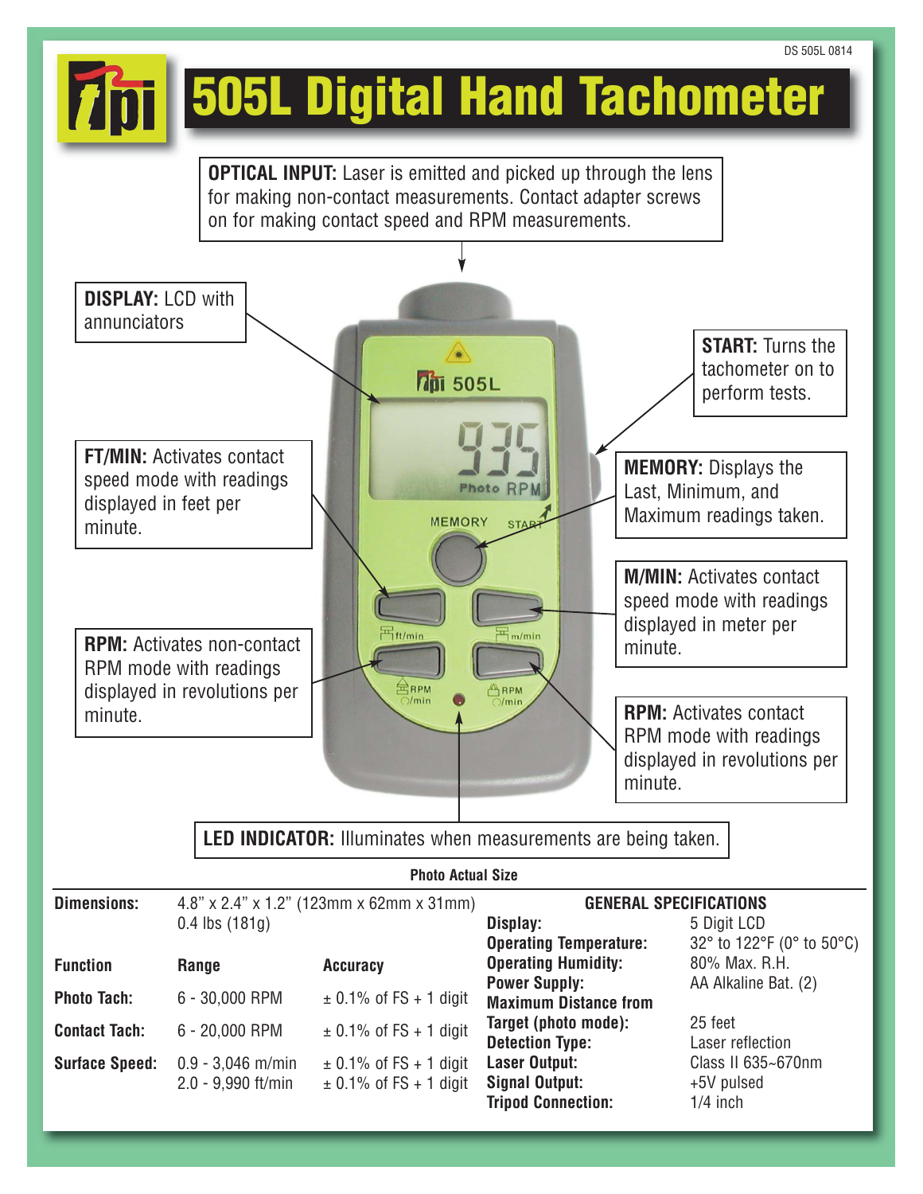# 505L Digital Hand Tachometer

**OPTICAL INPUT:** Laser is emitted and picked up through the lens for making non-contact measurements. Contact adapter screws on for making contact speed and RPM measurements.

**DISPLAY:** LCD with annunciators

**START:** Turns the tachometer on to perform tests.

**FT/MIN:** Activates contact speed mode with readings displayed in feet per minute.

**MEMORY:** Displays the Last, Minimum, and Maximum readings taken.

**M/MIN:** Activates contact speed mode with readings displayed in meter per minute.

**RPM:** Activates non-contact RPM mode with readings displayed in revolutions per minute.

**RPM:** Activates contact RPM mode with readings displayed in revolutions per minute.

**LED INDICATOR:** Illuminates when measurements are being taken.

**Photo Actual Size**

**Dimensions:** 4.8" x 2.4" x 1.2" (123mm x 62mm x 31mm)
0.4 lbs (181g)

| Function | Range | Accuracy |
|---|---|---|
| **Photo Tach:** | 6 - 30,000 RPM | ± 0.1% of FS + 1 digit |
| **Contact Tach:** | 6 - 20,000 RPM | ± 0.1% of FS + 1 digit |
| **Surface Speed:** | 0.9 - 3,046 m/min | ± 0.1% of FS + 1 digit |
| | 2.0 - 9,990 ft/min | ± 0.1% of FS + 1 digit |

## GENERAL SPECIFICATIONS

| | |
|---|---|
| **Display:** | 5 Digit LCD |
| **Operating Temperature:** | 32° to 122°F (0° to 50°C) |
| **Operating Humidity:** | 80% Max. R.H. |
| **Power Supply:** | AA Alkaline Bat. (2) |
| **Maximum Distance from Target (photo mode):** | 25 feet |
| **Detection Type:** | Laser reflection |
| **Laser Output:** | Class II 635~670nm |
| **Signal Output:** | +5V pulsed |
| **Tripod Connection:** | 1/4 inch |